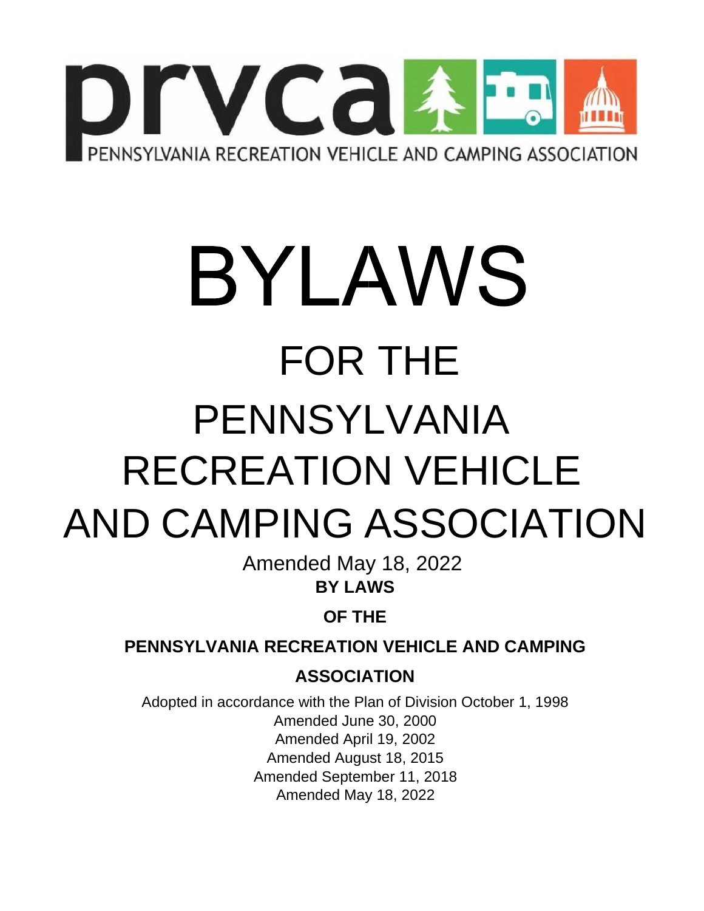prvca

PENNSYLVANIA RECREATION VEHICLE AND CAMPING ASSOCIATION

# BYLAWS

# FOR THE

# PENNSYLVANIA RECREATION VEHICLE AND CAMPING ASSOCIATION

Amended May 18, 2022

**BY LAWS**

**OF THE**

**PENNSYLVANIA RECREATION VEHICLE AND CAMPING ASSOCIATION**

Adopted in accordance with the Plan of Division October 1, 1998
Amended June 30, 2000
Amended April 19, 2002
Amended August 18, 2015
Amended September 11, 2018
Amended May 18, 2022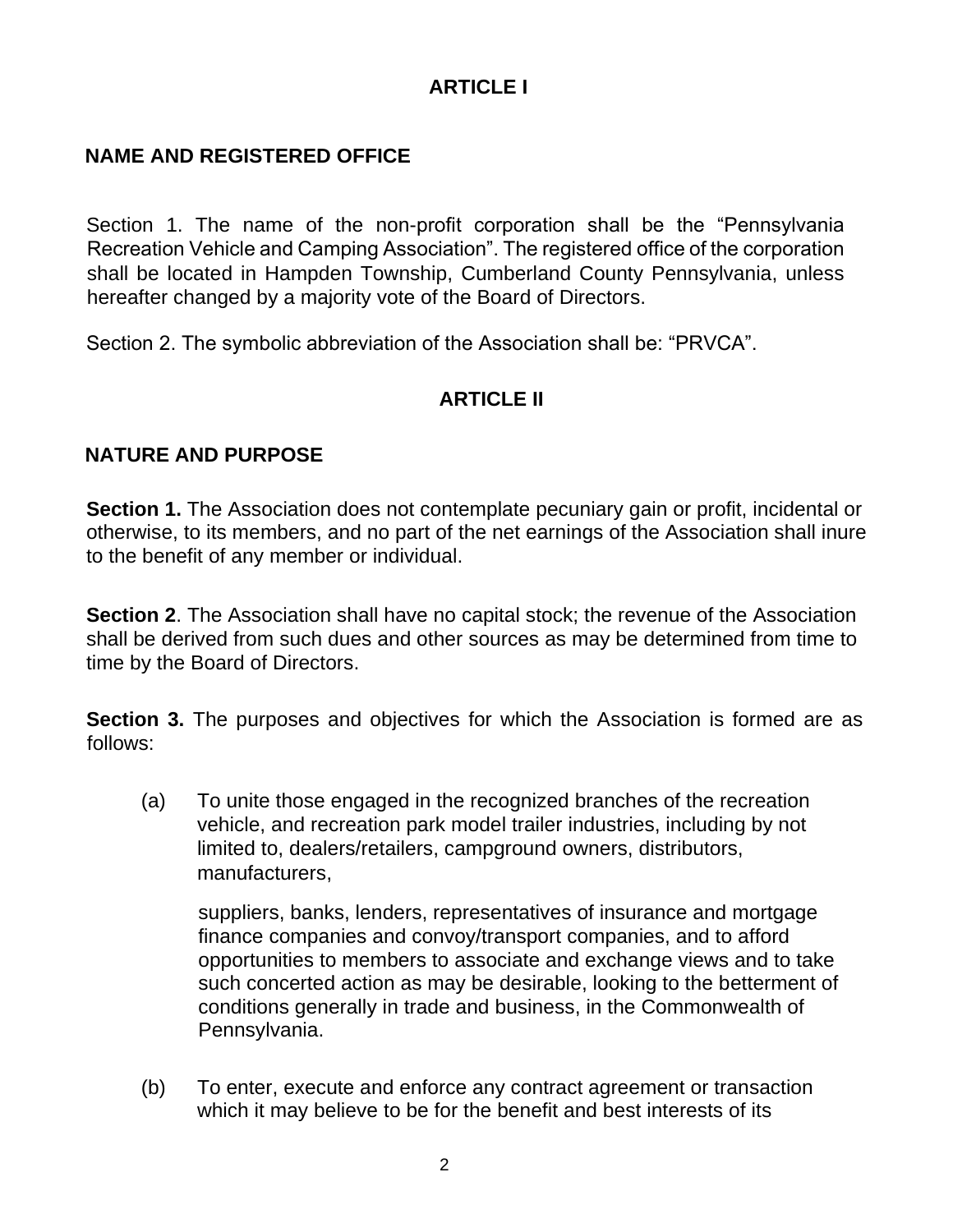# ARTICLE I

## NAME AND REGISTERED OFFICE

Section 1. The name of the non-profit corporation shall be the “Pennsylvania Recreation Vehicle and Camping Association”. The registered office of the corporation shall be located in Hampden Township, Cumberland County Pennsylvania, unless hereafter changed by a majority vote of the Board of Directors.

Section 2. The symbolic abbreviation of the Association shall be: “PRVCA”.

# ARTICLE II

## NATURE AND PURPOSE

**Section 1.** The Association does not contemplate pecuniary gain or profit, incidental or otherwise, to its members, and no part of the net earnings of the Association shall inure to the benefit of any member or individual.

**Section 2**. The Association shall have no capital stock; the revenue of the Association shall be derived from such dues and other sources as may be determined from time to time by the Board of Directors.

**Section 3.** The purposes and objectives for which the Association is formed are as follows:

(a) To unite those engaged in the recognized branches of the recreation vehicle, and recreation park model trailer industries, including by not limited to, dealers/retailers, campground owners, distributors, manufacturers,

suppliers, banks, lenders, representatives of insurance and mortgage finance companies and convoy/transport companies, and to afford opportunities to members to associate and exchange views and to take such concerted action as may be desirable, looking to the betterment of conditions generally in trade and business, in the Commonwealth of Pennsylvania.

(b) To enter, execute and enforce any contract agreement or transaction which it may believe to be for the benefit and best interests of its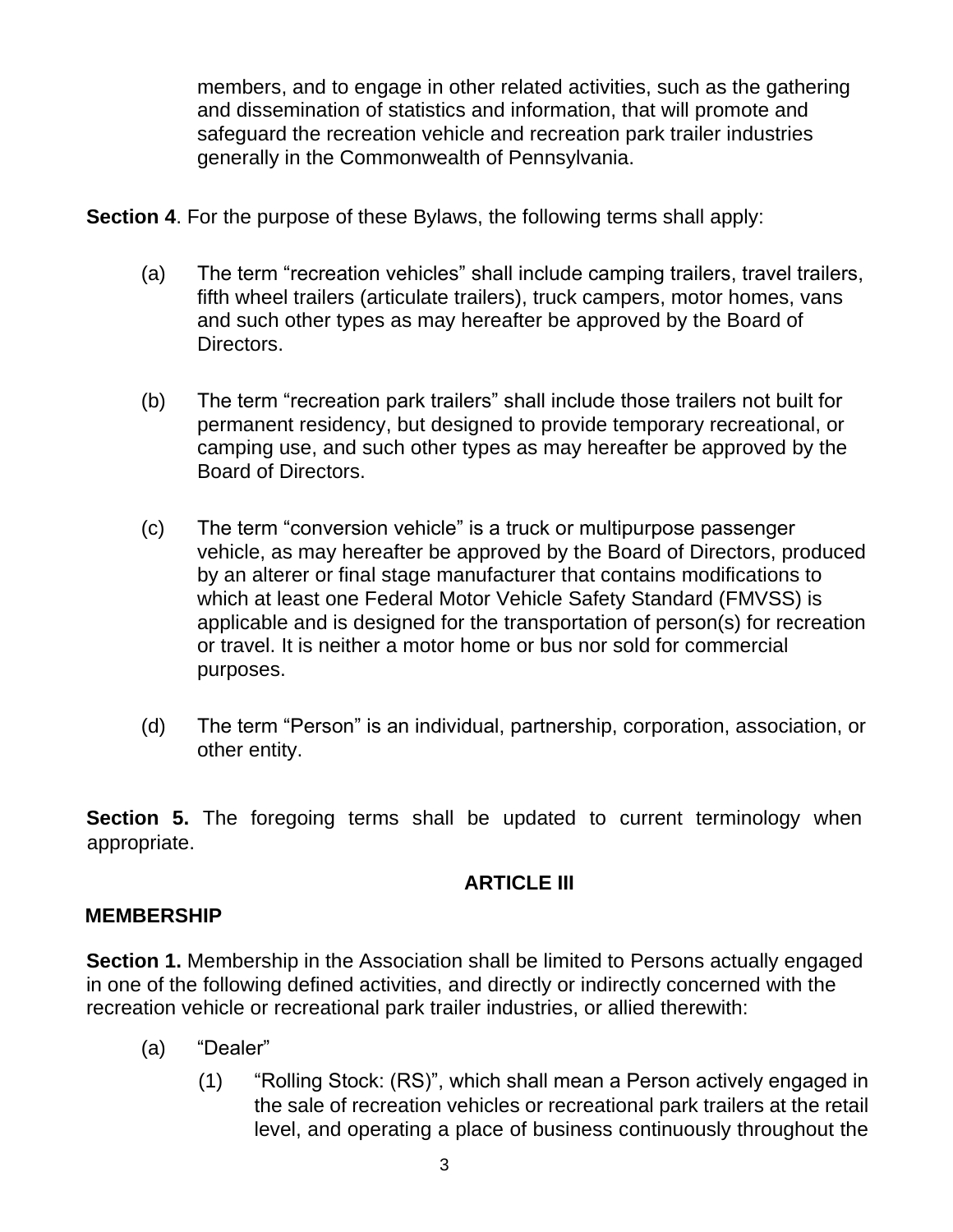members, and to engage in other related activities, such as the gathering and dissemination of statistics and information, that will promote and safeguard the recreation vehicle and recreation park trailer industries generally in the Commonwealth of Pennsylvania.

**Section 4**. For the purpose of these Bylaws, the following terms shall apply:

(a) The term "recreation vehicles" shall include camping trailers, travel trailers, fifth wheel trailers (articulate trailers), truck campers, motor homes, vans and such other types as may hereafter be approved by the Board of Directors.

(b) The term "recreation park trailers" shall include those trailers not built for permanent residency, but designed to provide temporary recreational, or camping use, and such other types as may hereafter be approved by the Board of Directors.

(c) The term "conversion vehicle" is a truck or multipurpose passenger vehicle, as may hereafter be approved by the Board of Directors, produced by an alterer or final stage manufacturer that contains modifications to which at least one Federal Motor Vehicle Safety Standard (FMVSS) is applicable and is designed for the transportation of person(s) for recreation or travel. It is neither a motor home or bus nor sold for commercial purposes.

(d) The term "Person" is an individual, partnership, corporation, association, or other entity.

**Section 5.** The foregoing terms shall be updated to current terminology when appropriate.

## ARTICLE III

## MEMBERSHIP

**Section 1.** Membership in the Association shall be limited to Persons actually engaged in one of the following defined activities, and directly or indirectly concerned with the recreation vehicle or recreational park trailer industries, or allied therewith:

(a) "Dealer"

(1) "Rolling Stock: (RS)", which shall mean a Person actively engaged in the sale of recreation vehicles or recreational park trailers at the retail level, and operating a place of business continuously throughout the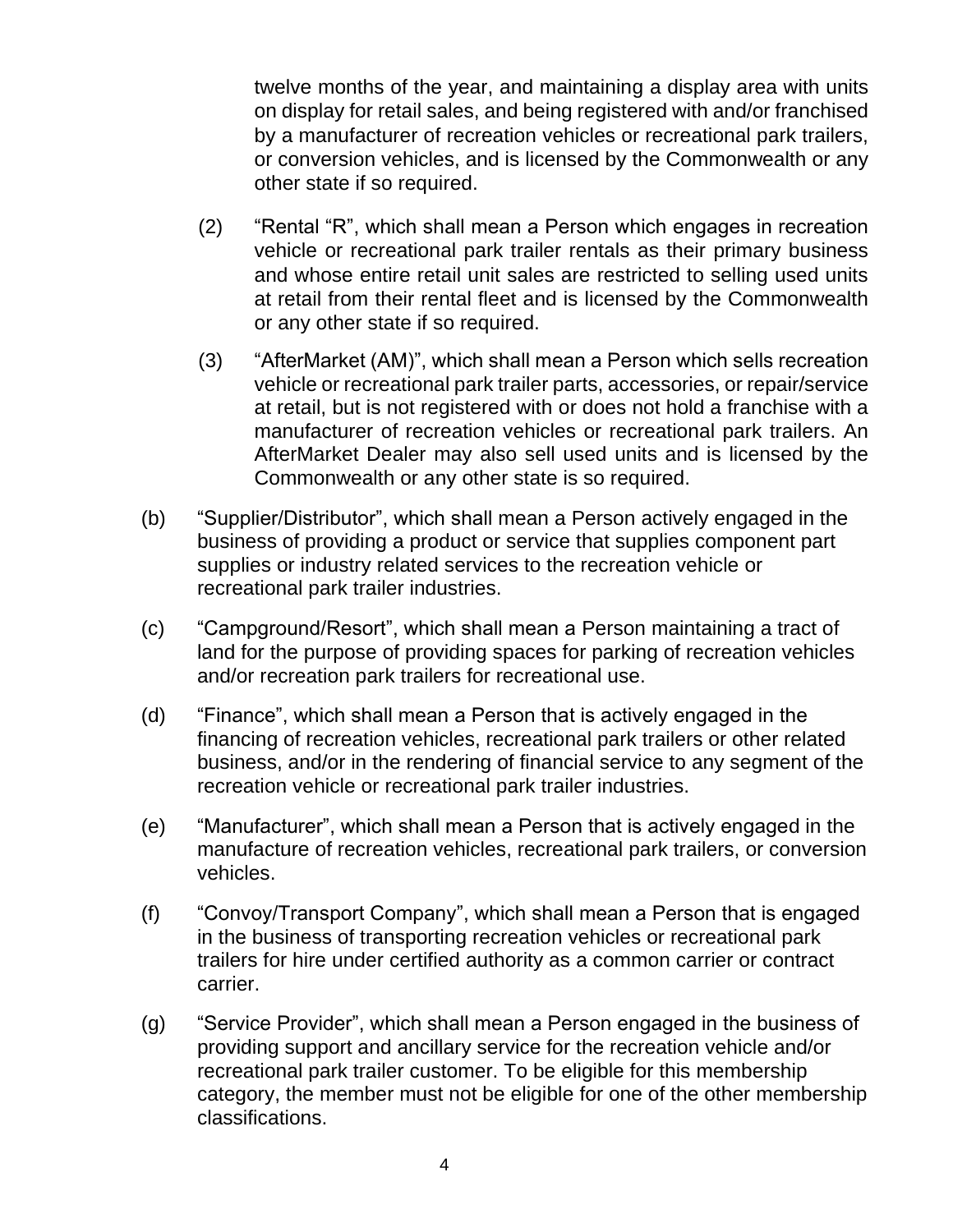twelve months of the year, and maintaining a display area with units on display for retail sales, and being registered with and/or franchised by a manufacturer of recreation vehicles or recreational park trailers, or conversion vehicles, and is licensed by the Commonwealth or any other state if so required.

(2) "Rental "R", which shall mean a Person which engages in recreation vehicle or recreational park trailer rentals as their primary business and whose entire retail unit sales are restricted to selling used units at retail from their rental fleet and is licensed by the Commonwealth or any other state if so required.

(3) "AfterMarket (AM)", which shall mean a Person which sells recreation vehicle or recreational park trailer parts, accessories, or repair/service at retail, but is not registered with or does not hold a franchise with a manufacturer of recreation vehicles or recreational park trailers. An AfterMarket Dealer may also sell used units and is licensed by the Commonwealth or any other state is so required.

(b) "Supplier/Distributor", which shall mean a Person actively engaged in the business of providing a product or service that supplies component part supplies or industry related services to the recreation vehicle or recreational park trailer industries.

(c) "Campground/Resort", which shall mean a Person maintaining a tract of land for the purpose of providing spaces for parking of recreation vehicles and/or recreation park trailers for recreational use.

(d) "Finance", which shall mean a Person that is actively engaged in the financing of recreation vehicles, recreational park trailers or other related business, and/or in the rendering of financial service to any segment of the recreation vehicle or recreational park trailer industries.

(e) "Manufacturer", which shall mean a Person that is actively engaged in the manufacture of recreation vehicles, recreational park trailers, or conversion vehicles.

(f) "Convoy/Transport Company", which shall mean a Person that is engaged in the business of transporting recreation vehicles or recreational park trailers for hire under certified authority as a common carrier or contract carrier.

(g) "Service Provider", which shall mean a Person engaged in the business of providing support and ancillary service for the recreation vehicle and/or recreational park trailer customer. To be eligible for this membership category, the member must not be eligible for one of the other membership classifications.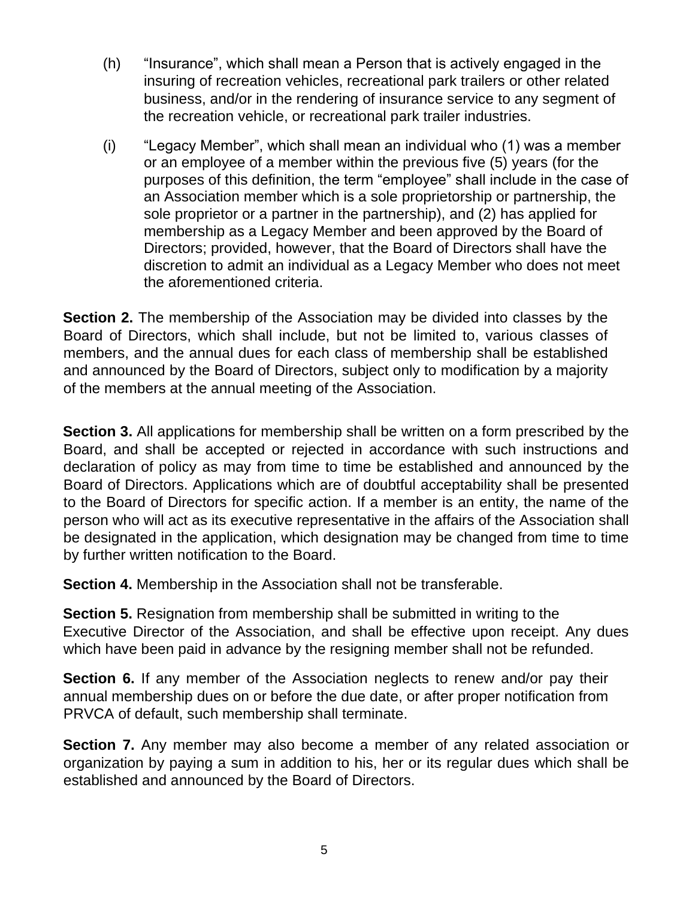(h) "Insurance", which shall mean a Person that is actively engaged in the insuring of recreation vehicles, recreational park trailers or other related business, and/or in the rendering of insurance service to any segment of the recreation vehicle, or recreational park trailer industries.

(i) "Legacy Member", which shall mean an individual who (1) was a member or an employee of a member within the previous five (5) years (for the purposes of this definition, the term "employee" shall include in the case of an Association member which is a sole proprietorship or partnership, the sole proprietor or a partner in the partnership), and (2) has applied for membership as a Legacy Member and been approved by the Board of Directors; provided, however, that the Board of Directors shall have the discretion to admit an individual as a Legacy Member who does not meet the aforementioned criteria.

**Section 2.** The membership of the Association may be divided into classes by the Board of Directors, which shall include, but not be limited to, various classes of members, and the annual dues for each class of membership shall be established and announced by the Board of Directors, subject only to modification by a majority of the members at the annual meeting of the Association.

**Section 3.** All applications for membership shall be written on a form prescribed by the Board, and shall be accepted or rejected in accordance with such instructions and declaration of policy as may from time to time be established and announced by the Board of Directors. Applications which are of doubtful acceptability shall be presented to the Board of Directors for specific action. If a member is an entity, the name of the person who will act as its executive representative in the affairs of the Association shall be designated in the application, which designation may be changed from time to time by further written notification to the Board.

**Section 4.** Membership in the Association shall not be transferable.

**Section 5.** Resignation from membership shall be submitted in writing to the Executive Director of the Association, and shall be effective upon receipt. Any dues which have been paid in advance by the resigning member shall not be refunded.

**Section 6.** If any member of the Association neglects to renew and/or pay their annual membership dues on or before the due date, or after proper notification from PRVCA of default, such membership shall terminate.

**Section 7.** Any member may also become a member of any related association or organization by paying a sum in addition to his, her or its regular dues which shall be established and announced by the Board of Directors.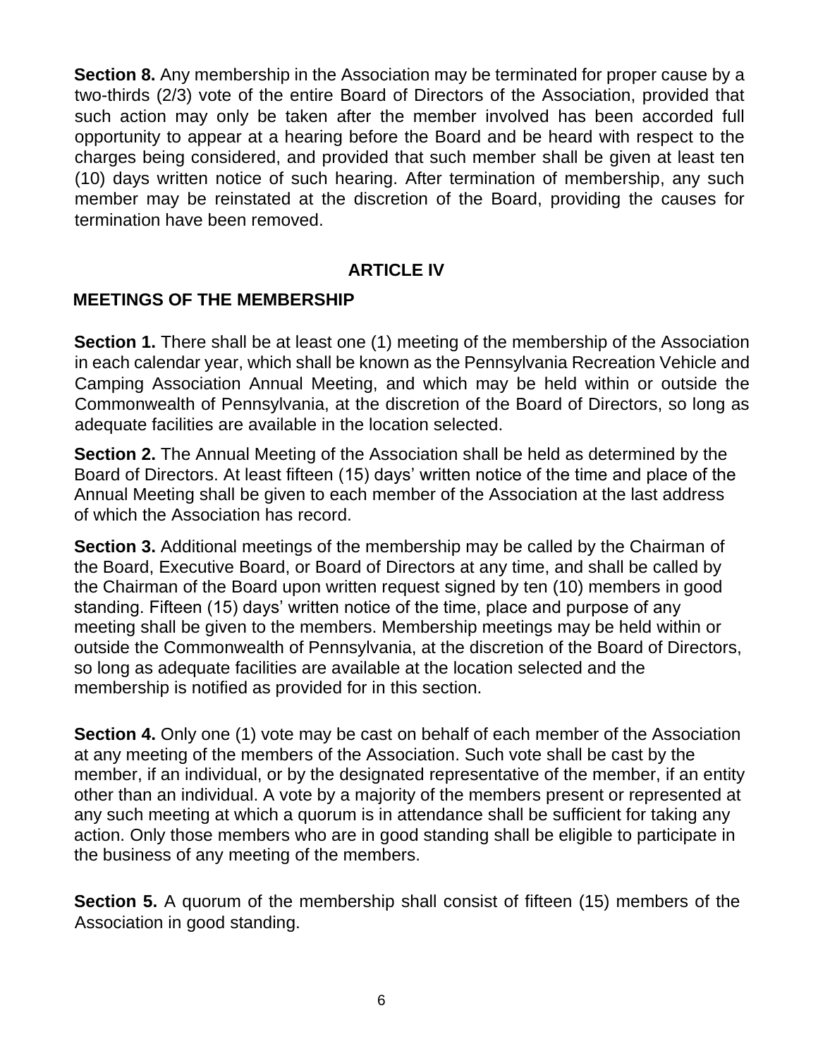**Section 8.** Any membership in the Association may be terminated for proper cause by a two-thirds (2/3) vote of the entire Board of Directors of the Association, provided that such action may only be taken after the member involved has been accorded full opportunity to appear at a hearing before the Board and be heard with respect to the charges being considered, and provided that such member shall be given at least ten (10) days written notice of such hearing. After termination of membership, any such member may be reinstated at the discretion of the Board, providing the causes for termination have been removed.

## ARTICLE IV

### MEETINGS OF THE MEMBERSHIP

**Section 1.** There shall be at least one (1) meeting of the membership of the Association in each calendar year, which shall be known as the Pennsylvania Recreation Vehicle and Camping Association Annual Meeting, and which may be held within or outside the Commonwealth of Pennsylvania, at the discretion of the Board of Directors, so long as adequate facilities are available in the location selected.

**Section 2.** The Annual Meeting of the Association shall be held as determined by the Board of Directors. At least fifteen (15) days' written notice of the time and place of the Annual Meeting shall be given to each member of the Association at the last address of which the Association has record.

**Section 3.** Additional meetings of the membership may be called by the Chairman of the Board, Executive Board, or Board of Directors at any time, and shall be called by the Chairman of the Board upon written request signed by ten (10) members in good standing. Fifteen (15) days' written notice of the time, place and purpose of any meeting shall be given to the members. Membership meetings may be held within or outside the Commonwealth of Pennsylvania, at the discretion of the Board of Directors, so long as adequate facilities are available at the location selected and the membership is notified as provided for in this section.

**Section 4.** Only one (1) vote may be cast on behalf of each member of the Association at any meeting of the members of the Association. Such vote shall be cast by the member, if an individual, or by the designated representative of the member, if an entity other than an individual. A vote by a majority of the members present or represented at any such meeting at which a quorum is in attendance shall be sufficient for taking any action. Only those members who are in good standing shall be eligible to participate in the business of any meeting of the members.

**Section 5.** A quorum of the membership shall consist of fifteen (15) members of the Association in good standing.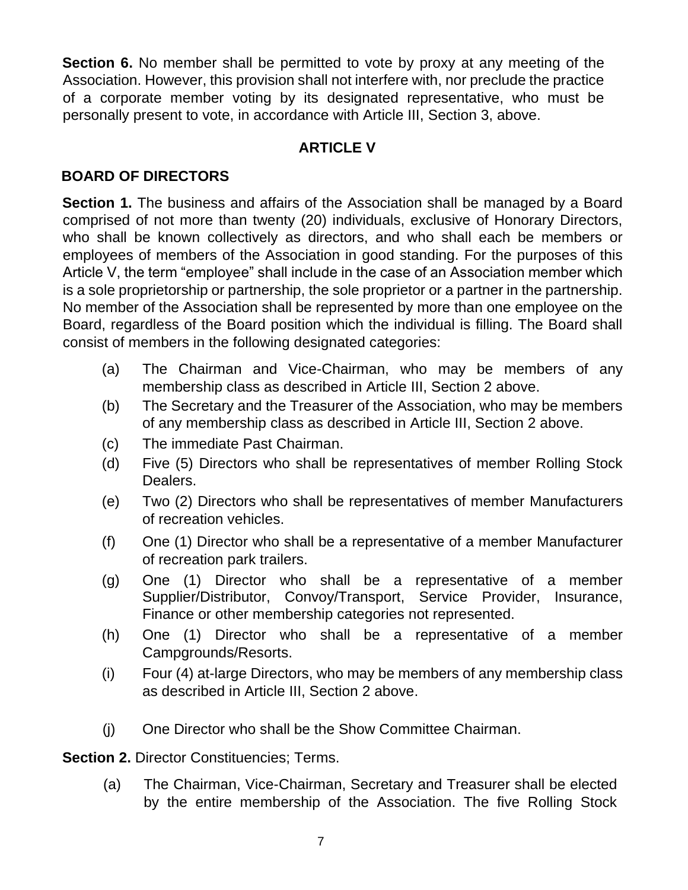**Section 6.** No member shall be permitted to vote by proxy at any meeting of the Association. However, this provision shall not interfere with, nor preclude the practice of a corporate member voting by its designated representative, who must be personally present to vote, in accordance with Article III, Section 3, above.

## ARTICLE V

### BOARD OF DIRECTORS

**Section 1.** The business and affairs of the Association shall be managed by a Board comprised of not more than twenty (20) individuals, exclusive of Honorary Directors, who shall be known collectively as directors, and who shall each be members or employees of members of the Association in good standing. For the purposes of this Article V, the term "employee" shall include in the case of an Association member which is a sole proprietorship or partnership, the sole proprietor or a partner in the partnership. No member of the Association shall be represented by more than one employee on the Board, regardless of the Board position which the individual is filling. The Board shall consist of members in the following designated categories:

(a) The Chairman and Vice-Chairman, who may be members of any membership class as described in Article III, Section 2 above.

(b) The Secretary and the Treasurer of the Association, who may be members of any membership class as described in Article III, Section 2 above.

(c) The immediate Past Chairman.

(d) Five (5) Directors who shall be representatives of member Rolling Stock Dealers.

(e) Two (2) Directors who shall be representatives of member Manufacturers of recreation vehicles.

(f) One (1) Director who shall be a representative of a member Manufacturer of recreation park trailers.

(g) One (1) Director who shall be a representative of a member Supplier/Distributor, Convoy/Transport, Service Provider, Insurance, Finance or other membership categories not represented.

(h) One (1) Director who shall be a representative of a member Campgrounds/Resorts.

(i) Four (4) at-large Directors, who may be members of any membership class as described in Article III, Section 2 above.

(j) One Director who shall be the Show Committee Chairman.

**Section 2.** Director Constituencies; Terms.

(a) The Chairman, Vice-Chairman, Secretary and Treasurer shall be elected by the entire membership of the Association. The five Rolling Stock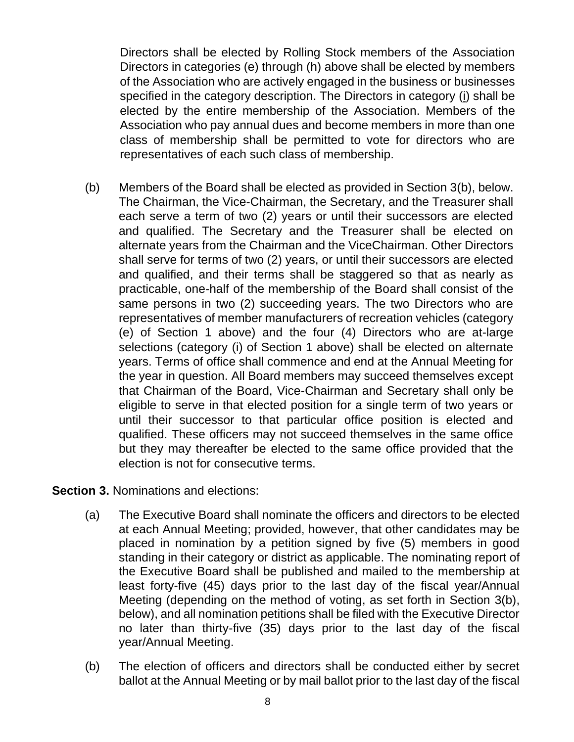Directors shall be elected by Rolling Stock members of the Association Directors in categories (e) through (h) above shall be elected by members of the Association who are actively engaged in the business or businesses specified in the category description. The Directors in category (i) shall be elected by the entire membership of the Association. Members of the Association who pay annual dues and become members in more than one class of membership shall be permitted to vote for directors who are representatives of each such class of membership.

(b) Members of the Board shall be elected as provided in Section 3(b), below. The Chairman, the Vice-Chairman, the Secretary, and the Treasurer shall each serve a term of two (2) years or until their successors are elected and qualified. The Secretary and the Treasurer shall be elected on alternate years from the Chairman and the ViceChairman. Other Directors shall serve for terms of two (2) years, or until their successors are elected and qualified, and their terms shall be staggered so that as nearly as practicable, one-half of the membership of the Board shall consist of the same persons in two (2) succeeding years. The two Directors who are representatives of member manufacturers of recreation vehicles (category (e) of Section 1 above) and the four (4) Directors who are at-large selections (category (i) of Section 1 above) shall be elected on alternate years. Terms of office shall commence and end at the Annual Meeting for the year in question. All Board members may succeed themselves except that Chairman of the Board, Vice-Chairman and Secretary shall only be eligible to serve in that elected position for a single term of two years or until their successor to that particular office position is elected and qualified. These officers may not succeed themselves in the same office but they may thereafter be elected to the same office provided that the election is not for consecutive terms.

**Section 3.** Nominations and elections:

(a) The Executive Board shall nominate the officers and directors to be elected at each Annual Meeting; provided, however, that other candidates may be placed in nomination by a petition signed by five (5) members in good standing in their category or district as applicable. The nominating report of the Executive Board shall be published and mailed to the membership at least forty-five (45) days prior to the last day of the fiscal year/Annual Meeting (depending on the method of voting, as set forth in Section 3(b), below), and all nomination petitions shall be filed with the Executive Director no later than thirty-five (35) days prior to the last day of the fiscal year/Annual Meeting.

(b) The election of officers and directors shall be conducted either by secret ballot at the Annual Meeting or by mail ballot prior to the last day of the fiscal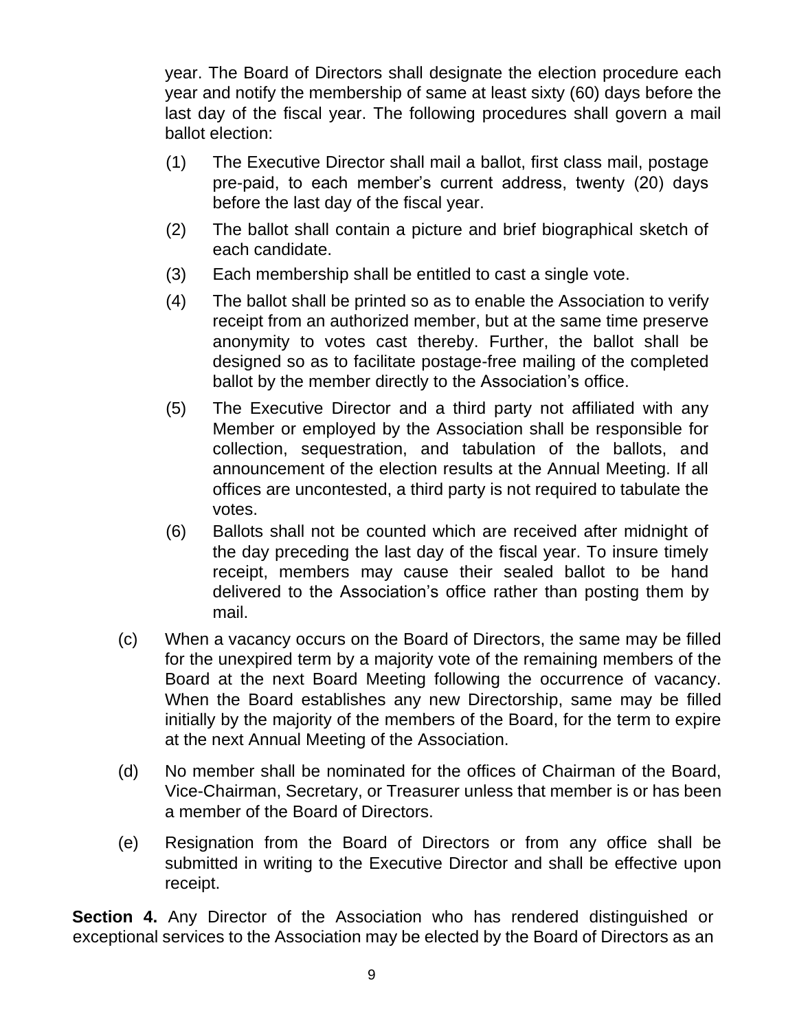year. The Board of Directors shall designate the election procedure each year and notify the membership of same at least sixty (60) days before the last day of the fiscal year. The following procedures shall govern a mail ballot election:

(1) The Executive Director shall mail a ballot, first class mail, postage pre-paid, to each member's current address, twenty (20) days before the last day of the fiscal year.

(2) The ballot shall contain a picture and brief biographical sketch of each candidate.

(3) Each membership shall be entitled to cast a single vote.

(4) The ballot shall be printed so as to enable the Association to verify receipt from an authorized member, but at the same time preserve anonymity to votes cast thereby. Further, the ballot shall be designed so as to facilitate postage-free mailing of the completed ballot by the member directly to the Association's office.

(5) The Executive Director and a third party not affiliated with any Member or employed by the Association shall be responsible for collection, sequestration, and tabulation of the ballots, and announcement of the election results at the Annual Meeting. If all offices are uncontested, a third party is not required to tabulate the votes.

(6) Ballots shall not be counted which are received after midnight of the day preceding the last day of the fiscal year. To insure timely receipt, members may cause their sealed ballot to be hand delivered to the Association's office rather than posting them by mail.

(c) When a vacancy occurs on the Board of Directors, the same may be filled for the unexpired term by a majority vote of the remaining members of the Board at the next Board Meeting following the occurrence of vacancy. When the Board establishes any new Directorship, same may be filled initially by the majority of the members of the Board, for the term to expire at the next Annual Meeting of the Association.

(d) No member shall be nominated for the offices of Chairman of the Board, Vice-Chairman, Secretary, or Treasurer unless that member is or has been a member of the Board of Directors.

(e) Resignation from the Board of Directors or from any office shall be submitted in writing to the Executive Director and shall be effective upon receipt.

**Section 4.** Any Director of the Association who has rendered distinguished or exceptional services to the Association may be elected by the Board of Directors as an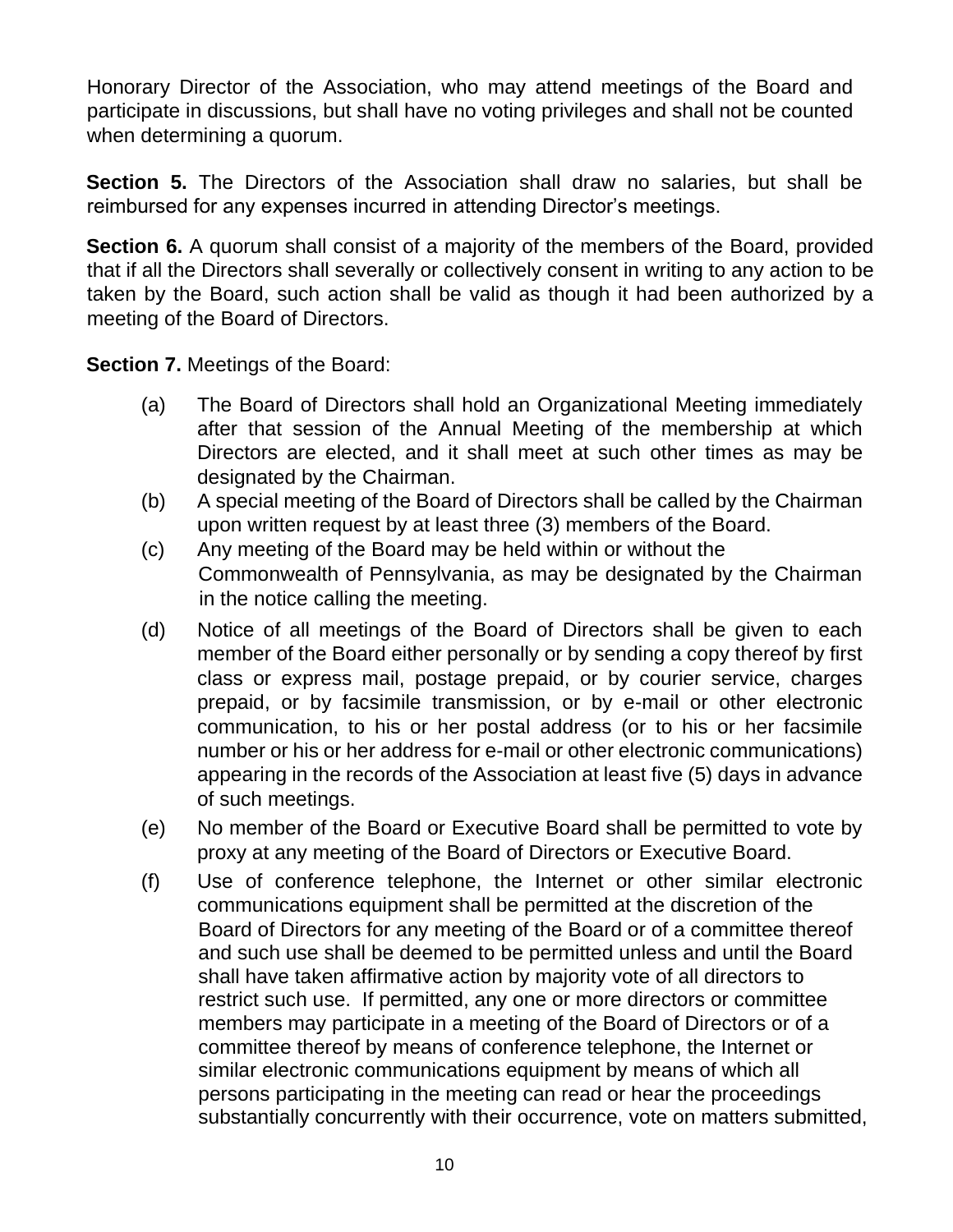Honorary Director of the Association, who may attend meetings of the Board and participate in discussions, but shall have no voting privileges and shall not be counted when determining a quorum.

**Section 5.** The Directors of the Association shall draw no salaries, but shall be reimbursed for any expenses incurred in attending Director's meetings.

**Section 6.** A quorum shall consist of a majority of the members of the Board, provided that if all the Directors shall severally or collectively consent in writing to any action to be taken by the Board, such action shall be valid as though it had been authorized by a meeting of the Board of Directors.

**Section 7.** Meetings of the Board:

(a) The Board of Directors shall hold an Organizational Meeting immediately after that session of the Annual Meeting of the membership at which Directors are elected, and it shall meet at such other times as may be designated by the Chairman.

(b) A special meeting of the Board of Directors shall be called by the Chairman upon written request by at least three (3) members of the Board.

(c) Any meeting of the Board may be held within or without the Commonwealth of Pennsylvania, as may be designated by the Chairman in the notice calling the meeting.

(d) Notice of all meetings of the Board of Directors shall be given to each member of the Board either personally or by sending a copy thereof by first class or express mail, postage prepaid, or by courier service, charges prepaid, or by facsimile transmission, or by e-mail or other electronic communication, to his or her postal address (or to his or her facsimile number or his or her address for e-mail or other electronic communications) appearing in the records of the Association at least five (5) days in advance of such meetings.

(e) No member of the Board or Executive Board shall be permitted to vote by proxy at any meeting of the Board of Directors or Executive Board.

(f) Use of conference telephone, the Internet or other similar electronic communications equipment shall be permitted at the discretion of the Board of Directors for any meeting of the Board or of a committee thereof and such use shall be deemed to be permitted unless and until the Board shall have taken affirmative action by majority vote of all directors to restrict such use. If permitted, any one or more directors or committee members may participate in a meeting of the Board of Directors or of a committee thereof by means of conference telephone, the Internet or similar electronic communications equipment by means of which all persons participating in the meeting can read or hear the proceedings substantially concurrently with their occurrence, vote on matters submitted,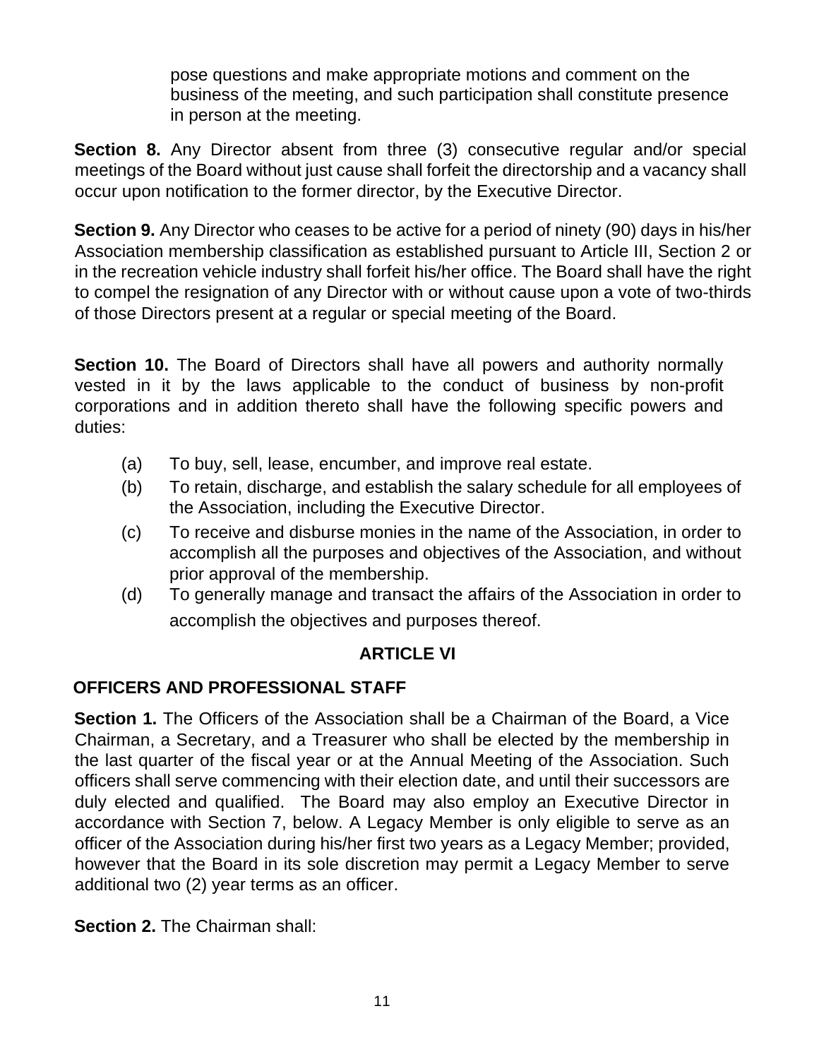pose questions and make appropriate motions and comment on the business of the meeting, and such participation shall constitute presence in person at the meeting.

**Section 8.** Any Director absent from three (3) consecutive regular and/or special meetings of the Board without just cause shall forfeit the directorship and a vacancy shall occur upon notification to the former director, by the Executive Director.

**Section 9.** Any Director who ceases to be active for a period of ninety (90) days in his/her Association membership classification as established pursuant to Article III, Section 2 or in the recreation vehicle industry shall forfeit his/her office. The Board shall have the right to compel the resignation of any Director with or without cause upon a vote of two-thirds of those Directors present at a regular or special meeting of the Board.

**Section 10.** The Board of Directors shall have all powers and authority normally vested in it by the laws applicable to the conduct of business by non-profit corporations and in addition thereto shall have the following specific powers and duties:

(a) To buy, sell, lease, encumber, and improve real estate.

(b) To retain, discharge, and establish the salary schedule for all employees of the Association, including the Executive Director.

(c) To receive and disburse monies in the name of the Association, in order to accomplish all the purposes and objectives of the Association, and without prior approval of the membership.

(d) To generally manage and transact the affairs of the Association in order to accomplish the objectives and purposes thereof.

## ARTICLE VI

### OFFICERS AND PROFESSIONAL STAFF

**Section 1.** The Officers of the Association shall be a Chairman of the Board, a Vice Chairman, a Secretary, and a Treasurer who shall be elected by the membership in the last quarter of the fiscal year or at the Annual Meeting of the Association. Such officers shall serve commencing with their election date, and until their successors are duly elected and qualified. The Board may also employ an Executive Director in accordance with Section 7, below. A Legacy Member is only eligible to serve as an officer of the Association during his/her first two years as a Legacy Member; provided, however that the Board in its sole discretion may permit a Legacy Member to serve additional two (2) year terms as an officer.

**Section 2.** The Chairman shall: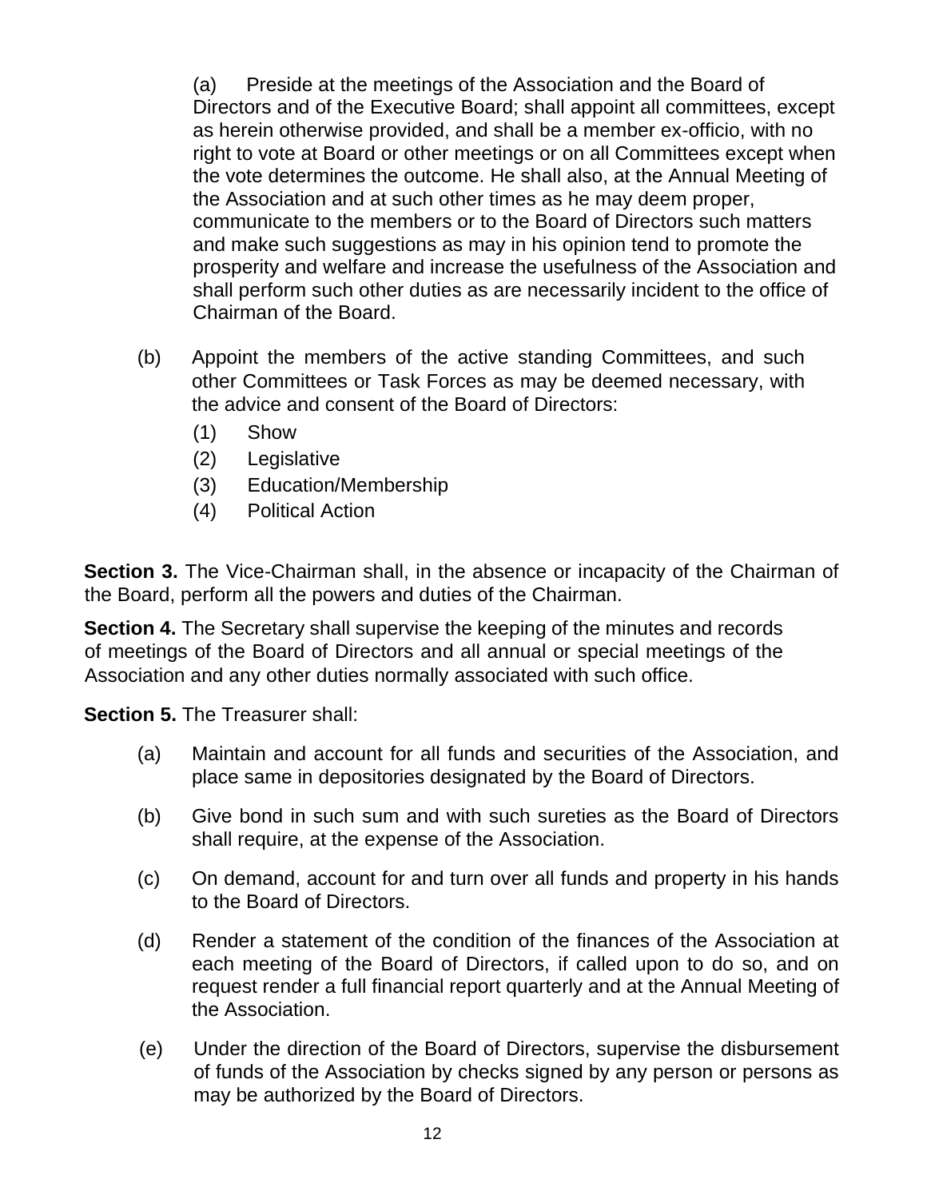(a) Preside at the meetings of the Association and the Board of Directors and of the Executive Board; shall appoint all committees, except as herein otherwise provided, and shall be a member ex-officio, with no right to vote at Board or other meetings or on all Committees except when the vote determines the outcome. He shall also, at the Annual Meeting of the Association and at such other times as he may deem proper, communicate to the members or to the Board of Directors such matters and make such suggestions as may in his opinion tend to promote the prosperity and welfare and increase the usefulness of the Association and shall perform such other duties as are necessarily incident to the office of Chairman of the Board.

(b) Appoint the members of the active standing Committees, and such other Committees or Task Forces as may be deemed necessary, with the advice and consent of the Board of Directors:

(1) Show
(2) Legislative
(3) Education/Membership
(4) Political Action

**Section 3.** The Vice-Chairman shall, in the absence or incapacity of the Chairman of the Board, perform all the powers and duties of the Chairman.

**Section 4.** The Secretary shall supervise the keeping of the minutes and records of meetings of the Board of Directors and all annual or special meetings of the Association and any other duties normally associated with such office.

**Section 5.** The Treasurer shall:

(a) Maintain and account for all funds and securities of the Association, and place same in depositories designated by the Board of Directors.

(b) Give bond in such sum and with such sureties as the Board of Directors shall require, at the expense of the Association.

(c) On demand, account for and turn over all funds and property in his hands to the Board of Directors.

(d) Render a statement of the condition of the finances of the Association at each meeting of the Board of Directors, if called upon to do so, and on request render a full financial report quarterly and at the Annual Meeting of the Association.

(e) Under the direction of the Board of Directors, supervise the disbursement of funds of the Association by checks signed by any person or persons as may be authorized by the Board of Directors.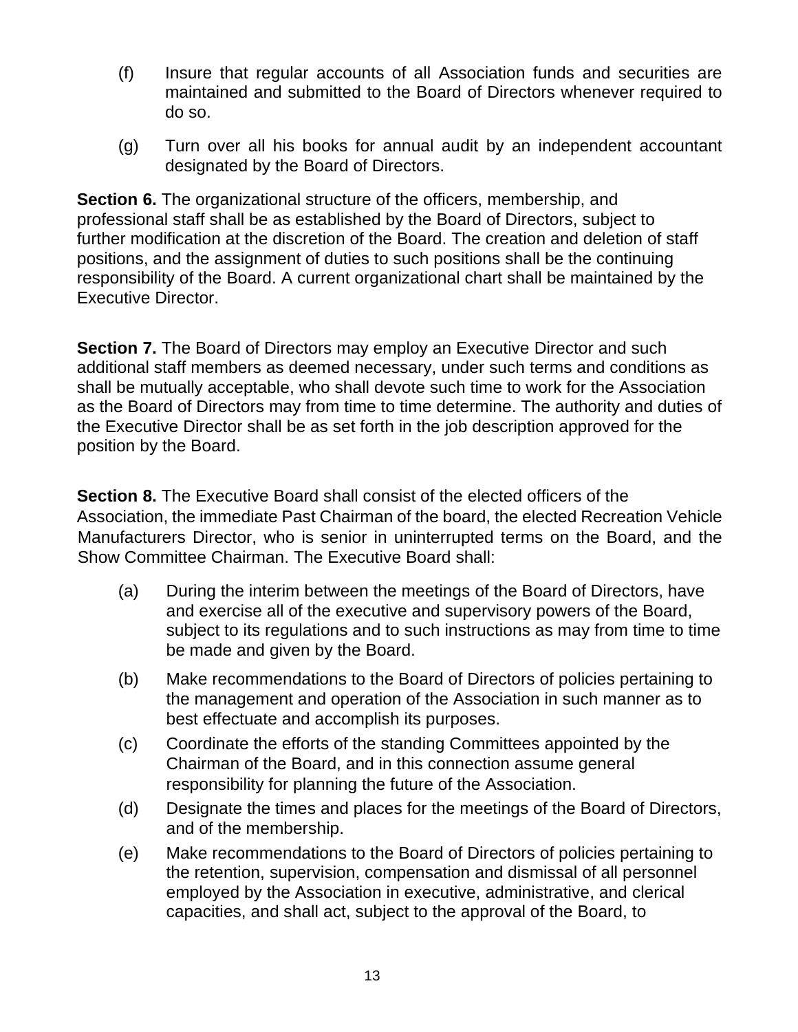(f) Insure that regular accounts of all Association funds and securities are maintained and submitted to the Board of Directors whenever required to do so.

(g) Turn over all his books for annual audit by an independent accountant designated by the Board of Directors.

**Section 6.** The organizational structure of the officers, membership, and professional staff shall be as established by the Board of Directors, subject to further modification at the discretion of the Board. The creation and deletion of staff positions, and the assignment of duties to such positions shall be the continuing responsibility of the Board. A current organizational chart shall be maintained by the Executive Director.

**Section 7.** The Board of Directors may employ an Executive Director and such additional staff members as deemed necessary, under such terms and conditions as shall be mutually acceptable, who shall devote such time to work for the Association as the Board of Directors may from time to time determine. The authority and duties of the Executive Director shall be as set forth in the job description approved for the position by the Board.

**Section 8.** The Executive Board shall consist of the elected officers of the Association, the immediate Past Chairman of the board, the elected Recreation Vehicle Manufacturers Director, who is senior in uninterrupted terms on the Board, and the Show Committee Chairman. The Executive Board shall:

(a) During the interim between the meetings of the Board of Directors, have and exercise all of the executive and supervisory powers of the Board, subject to its regulations and to such instructions as may from time to time be made and given by the Board.

(b) Make recommendations to the Board of Directors of policies pertaining to the management and operation of the Association in such manner as to best effectuate and accomplish its purposes.

(c) Coordinate the efforts of the standing Committees appointed by the Chairman of the Board, and in this connection assume general responsibility for planning the future of the Association.

(d) Designate the times and places for the meetings of the Board of Directors, and of the membership.

(e) Make recommendations to the Board of Directors of policies pertaining to the retention, supervision, compensation and dismissal of all personnel employed by the Association in executive, administrative, and clerical capacities, and shall act, subject to the approval of the Board, to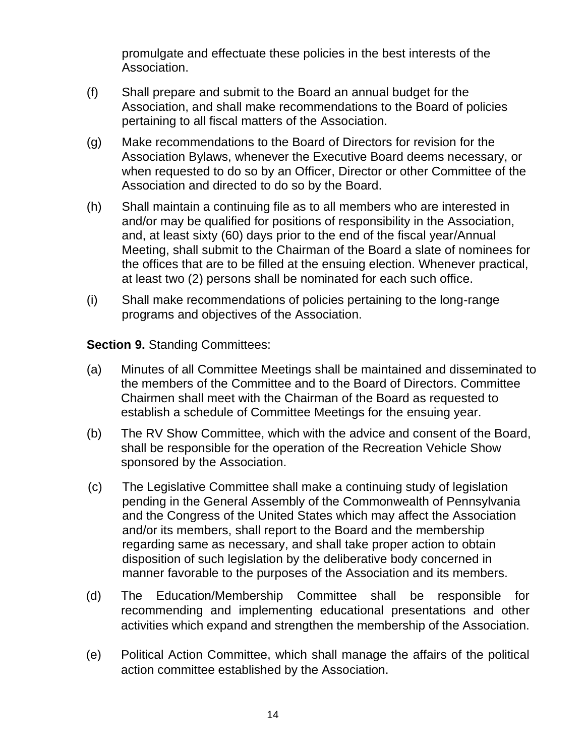promulgate and effectuate these policies in the best interests of the Association.

(f) Shall prepare and submit to the Board an annual budget for the Association, and shall make recommendations to the Board of policies pertaining to all fiscal matters of the Association.

(g) Make recommendations to the Board of Directors for revision for the Association Bylaws, whenever the Executive Board deems necessary, or when requested to do so by an Officer, Director or other Committee of the Association and directed to do so by the Board.

(h) Shall maintain a continuing file as to all members who are interested in and/or may be qualified for positions of responsibility in the Association, and, at least sixty (60) days prior to the end of the fiscal year/Annual Meeting, shall submit to the Chairman of the Board a slate of nominees for the offices that are to be filled at the ensuing election. Whenever practical, at least two (2) persons shall be nominated for each such office.

(i) Shall make recommendations of policies pertaining to the long-range programs and objectives of the Association.

**Section 9.** Standing Committees:

(a) Minutes of all Committee Meetings shall be maintained and disseminated to the members of the Committee and to the Board of Directors. Committee Chairmen shall meet with the Chairman of the Board as requested to establish a schedule of Committee Meetings for the ensuing year.

(b) The RV Show Committee, which with the advice and consent of the Board, shall be responsible for the operation of the Recreation Vehicle Show sponsored by the Association.

(c) The Legislative Committee shall make a continuing study of legislation pending in the General Assembly of the Commonwealth of Pennsylvania and the Congress of the United States which may affect the Association and/or its members, shall report to the Board and the membership regarding same as necessary, and shall take proper action to obtain disposition of such legislation by the deliberative body concerned in manner favorable to the purposes of the Association and its members.

(d) The Education/Membership Committee shall be responsible for recommending and implementing educational presentations and other activities which expand and strengthen the membership of the Association.

(e) Political Action Committee, which shall manage the affairs of the political action committee established by the Association.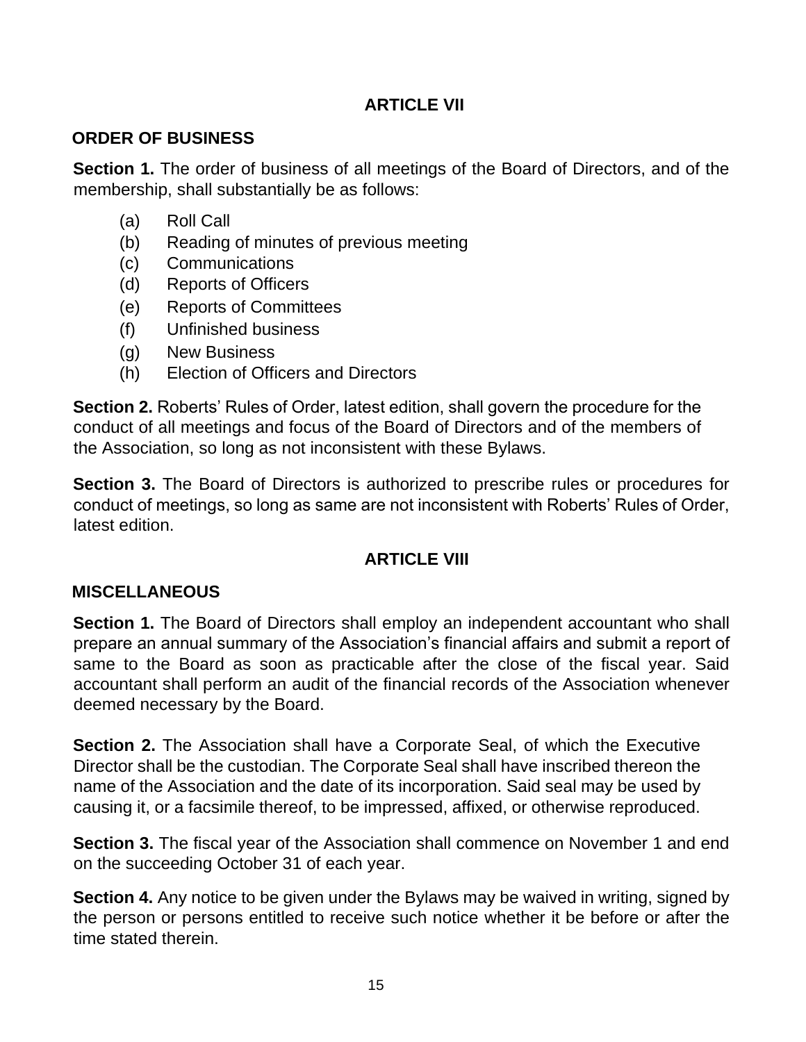## ARTICLE VII

### ORDER OF BUSINESS

**Section 1.** The order of business of all meetings of the Board of Directors, and of the membership, shall substantially be as follows:

- (a) Roll Call
- (b) Reading of minutes of previous meeting
- (c) Communications
- (d) Reports of Officers
- (e) Reports of Committees
- (f) Unfinished business
- (g) New Business
- (h) Election of Officers and Directors

**Section 2.** Roberts' Rules of Order, latest edition, shall govern the procedure for the conduct of all meetings and focus of the Board of Directors and of the members of the Association, so long as not inconsistent with these Bylaws.

**Section 3.** The Board of Directors is authorized to prescribe rules or procedures for conduct of meetings, so long as same are not inconsistent with Roberts' Rules of Order, latest edition.

## ARTICLE VIII

### MISCELLANEOUS

**Section 1.** The Board of Directors shall employ an independent accountant who shall prepare an annual summary of the Association's financial affairs and submit a report of same to the Board as soon as practicable after the close of the fiscal year. Said accountant shall perform an audit of the financial records of the Association whenever deemed necessary by the Board.

**Section 2.** The Association shall have a Corporate Seal, of which the Executive Director shall be the custodian. The Corporate Seal shall have inscribed thereon the name of the Association and the date of its incorporation. Said seal may be used by causing it, or a facsimile thereof, to be impressed, affixed, or otherwise reproduced.

**Section 3.** The fiscal year of the Association shall commence on November 1 and end on the succeeding October 31 of each year.

**Section 4.** Any notice to be given under the Bylaws may be waived in writing, signed by the person or persons entitled to receive such notice whether it be before or after the time stated therein.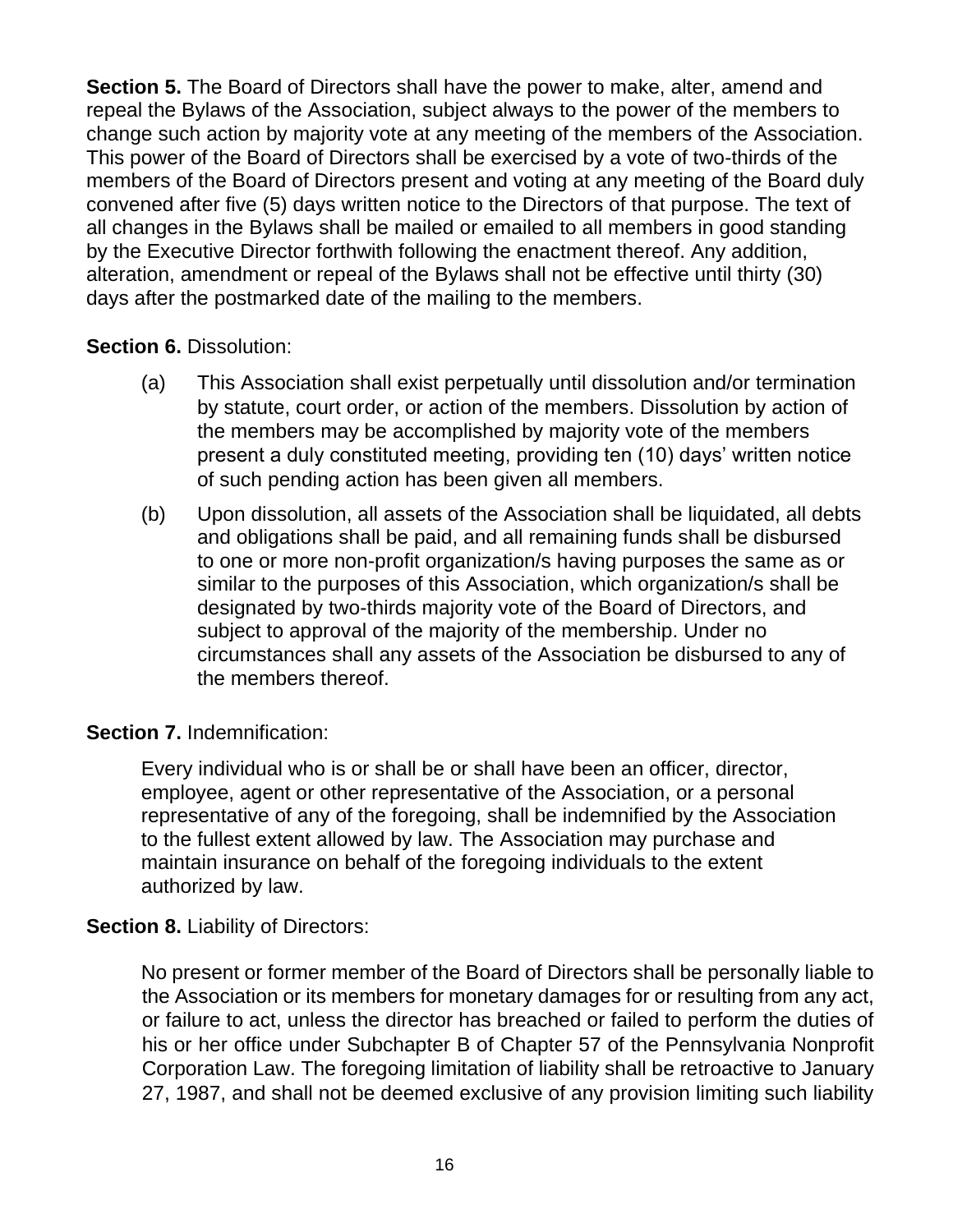**Section 5.** The Board of Directors shall have the power to make, alter, amend and repeal the Bylaws of the Association, subject always to the power of the members to change such action by majority vote at any meeting of the members of the Association. This power of the Board of Directors shall be exercised by a vote of two-thirds of the members of the Board of Directors present and voting at any meeting of the Board duly convened after five (5) days written notice to the Directors of that purpose. The text of all changes in the Bylaws shall be mailed or emailed to all members in good standing by the Executive Director forthwith following the enactment thereof. Any addition, alteration, amendment or repeal of the Bylaws shall not be effective until thirty (30) days after the postmarked date of the mailing to the members.

**Section 6.** Dissolution:

(a) This Association shall exist perpetually until dissolution and/or termination by statute, court order, or action of the members. Dissolution by action of the members may be accomplished by majority vote of the members present a duly constituted meeting, providing ten (10) days' written notice of such pending action has been given all members.

(b) Upon dissolution, all assets of the Association shall be liquidated, all debts and obligations shall be paid, and all remaining funds shall be disbursed to one or more non-profit organization/s having purposes the same as or similar to the purposes of this Association, which organization/s shall be designated by two-thirds majority vote of the Board of Directors, and subject to approval of the majority of the membership. Under no circumstances shall any assets of the Association be disbursed to any of the members thereof.

**Section 7.** Indemnification:

Every individual who is or shall be or shall have been an officer, director, employee, agent or other representative of the Association, or a personal representative of any of the foregoing, shall be indemnified by the Association to the fullest extent allowed by law. The Association may purchase and maintain insurance on behalf of the foregoing individuals to the extent authorized by law.

**Section 8.** Liability of Directors:

No present or former member of the Board of Directors shall be personally liable to the Association or its members for monetary damages for or resulting from any act, or failure to act, unless the director has breached or failed to perform the duties of his or her office under Subchapter B of Chapter 57 of the Pennsylvania Nonprofit Corporation Law. The foregoing limitation of liability shall be retroactive to January 27, 1987, and shall not be deemed exclusive of any provision limiting such liability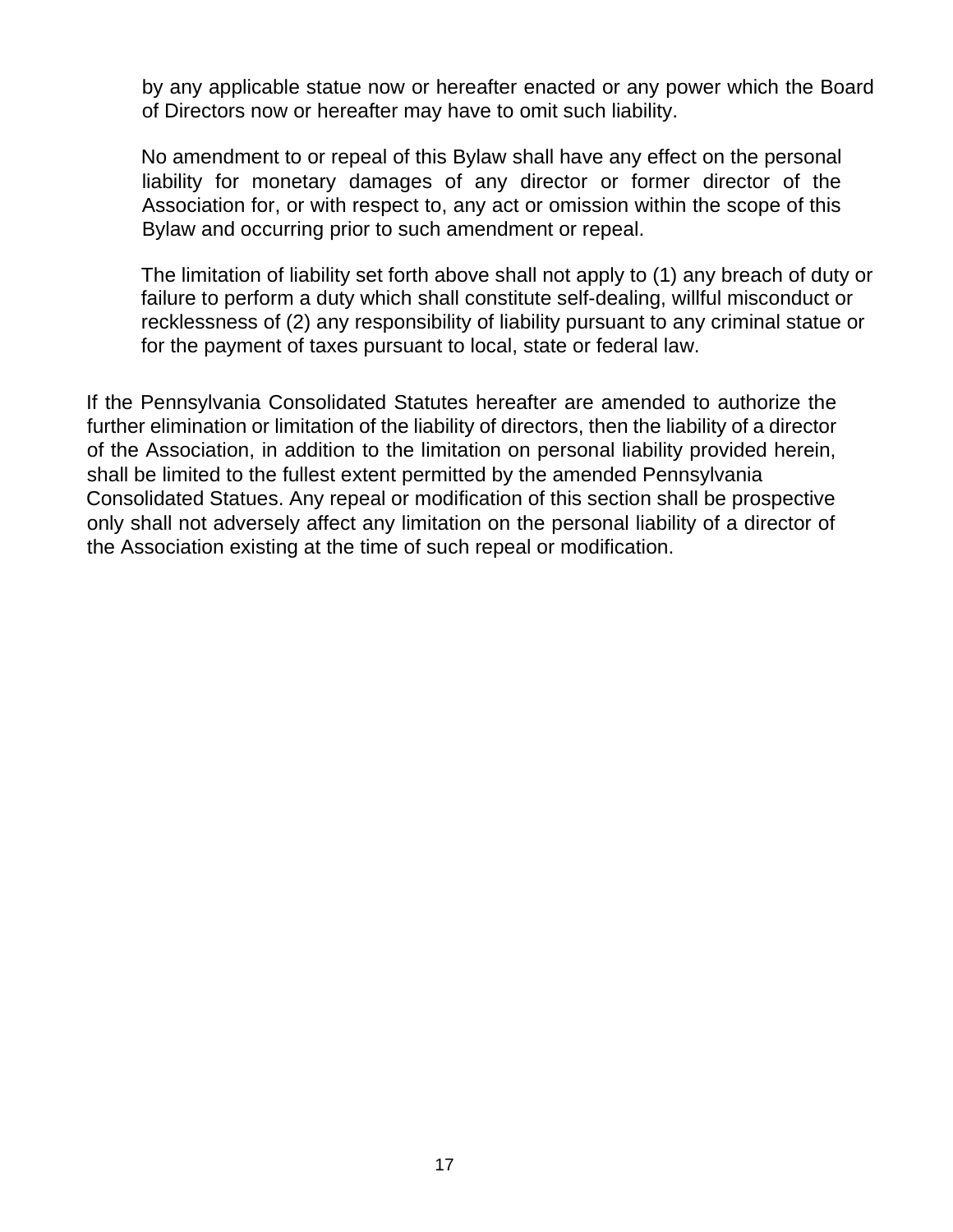by any applicable statue now or hereafter enacted or any power which the Board of Directors now or hereafter may have to omit such liability.

No amendment to or repeal of this Bylaw shall have any effect on the personal liability for monetary damages of any director or former director of the Association for, or with respect to, any act or omission within the scope of this Bylaw and occurring prior to such amendment or repeal.

The limitation of liability set forth above shall not apply to (1) any breach of duty or failure to perform a duty which shall constitute self-dealing, willful misconduct or recklessness of (2) any responsibility of liability pursuant to any criminal statue or for the payment of taxes pursuant to local, state or federal law.

If the Pennsylvania Consolidated Statutes hereafter are amended to authorize the further elimination or limitation of the liability of directors, then the liability of a director of the Association, in addition to the limitation on personal liability provided herein, shall be limited to the fullest extent permitted by the amended Pennsylvania Consolidated Statues. Any repeal or modification of this section shall be prospective only shall not adversely affect any limitation on the personal liability of a director of the Association existing at the time of such repeal or modification.